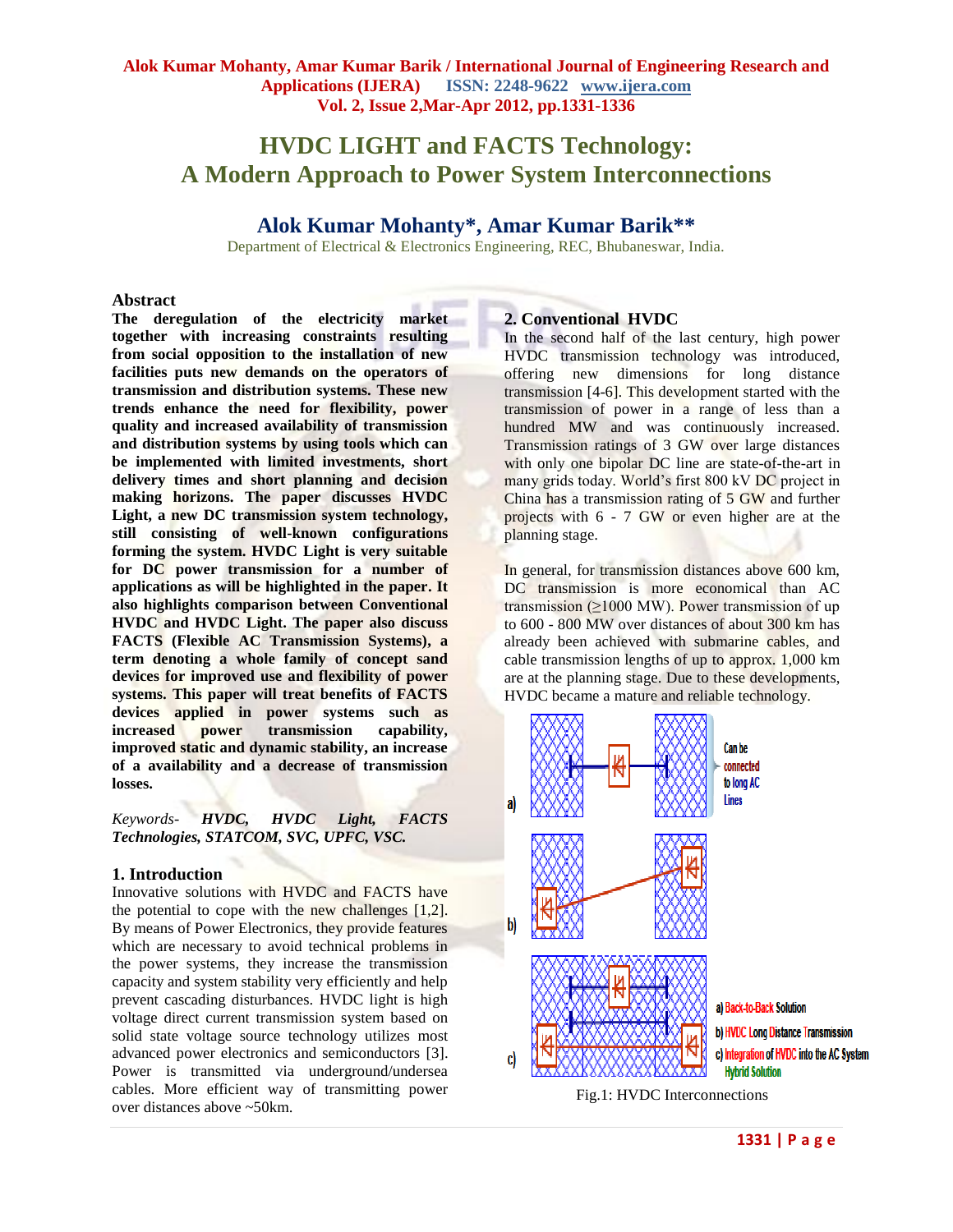# HVDC LIGHT and FACTS Technology: A Modern Approach to Power System Interconnections

## Alok Kumar Mohanty*, Amar Kumar Barik**

Department of Electrical & Electronics Engineering, REC, Bhubaneswar, India.

### Abstract

**The deregulation of the electricity market together with increasing constraints resulting from social opposition to the installation of new facilities puts new demands on the operators of transmission and distribution systems. These new trends enhance the need for flexibility, power quality and increased availability of transmission and distribution systems by using tools which can be implemented with limited investments, short delivery times and short planning and decision making horizons. The paper discusses HVDC Light, a new DC transmission system technology, still consisting of well-known configurations forming the system. HVDC Light is very suitable for DC power transmission for a number of applications as will be highlighted in the paper. It also highlights comparison between Conventional HVDC and HVDC Light. The paper also discuss FACTS (Flexible AC Transmission Systems), a term denoting a whole family of concept sand devices for improved use and flexibility of power systems. This paper will treat benefits of FACTS devices applied in power systems such as increased power transmission capability, improved static and dynamic stability, an increase of a availability and a decrease of transmission losses.**

*Keywords- **HVDC, HVDC Light, FACTS Technologies, STATCOM, SVC, UPFC, VSC.***

### 1. Introduction

Innovative solutions with HVDC and FACTS have the potential to cope with the new challenges [1,2]. By means of Power Electronics, they provide features which are necessary to avoid technical problems in the power systems, they increase the transmission capacity and system stability very efficiently and help prevent cascading disturbances. HVDC light is high voltage direct current transmission system based on solid state voltage source technology utilizes most advanced power electronics and semiconductors [3]. Power is transmitted via underground/undersea cables. More efficient way of transmitting power over distances above ~50km.

### 2. Conventional HVDC

In the second half of the last century, high power HVDC transmission technology was introduced, offering new dimensions for long distance transmission [4-6]. This development started with the transmission of power in a range of less than a hundred MW and was continuously increased. Transmission ratings of 3 GW over large distances with only one bipolar DC line are state-of-the-art in many grids today. World's first 800 kV DC project in China has a transmission rating of 5 GW and further projects with 6 - 7 GW or even higher are at the planning stage.

In general, for transmission distances above 600 km, DC transmission is more economical than AC transmission (≥1000 MW). Power transmission of up to 600 - 800 MW over distances of about 300 km has already been achieved with submarine cables, and cable transmission lengths of up to approx. 1,000 km are at the planning stage. Due to these developments, HVDC became a mature and reliable technology.

a) Back-to-Back Solution
b) HVDC Long Distance Transmission
c) Integration of HVDC into the AC System Hybrid Solution

Can be connected to long AC Lines

Fig.1: HVDC Interconnections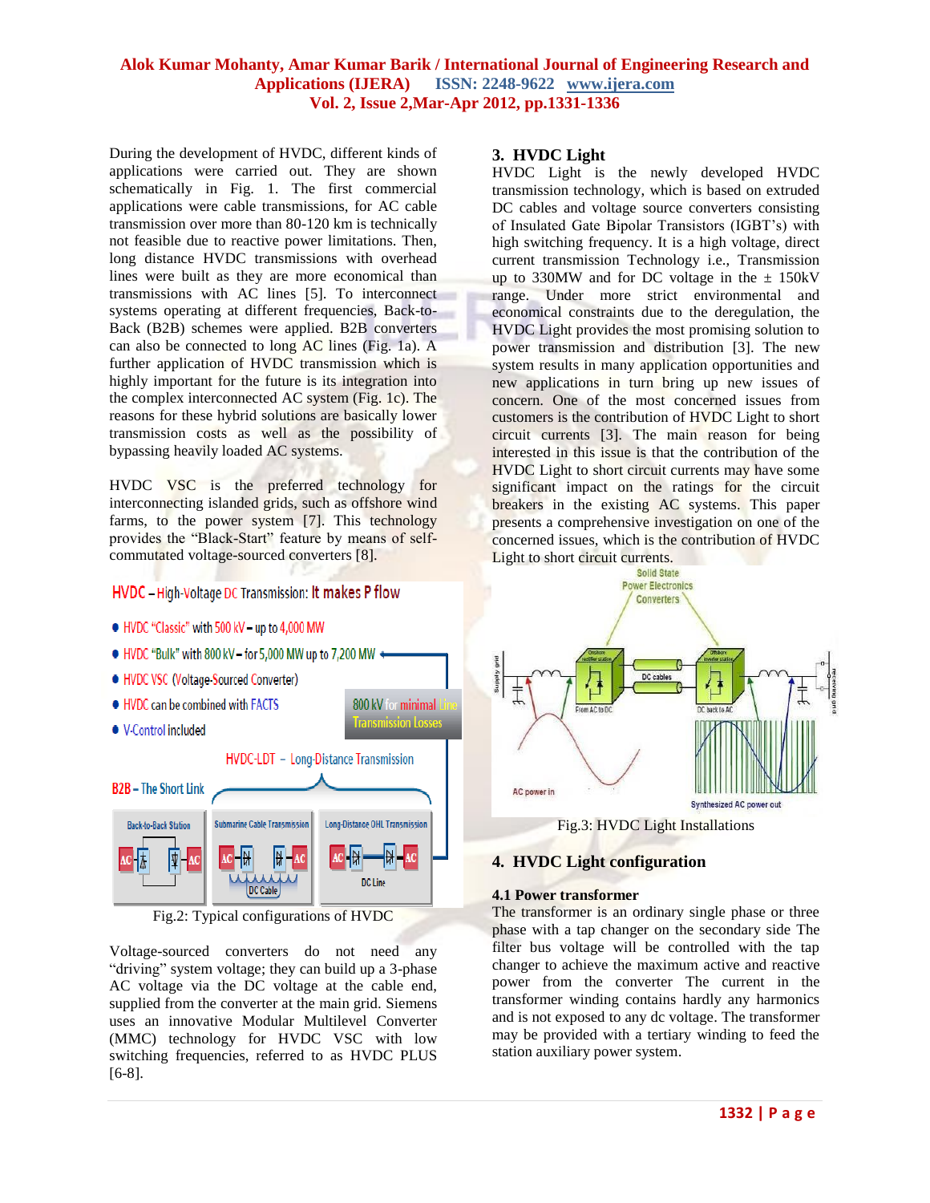During the development of HVDC, different kinds of applications were carried out. They are shown schematically in Fig. 1. The first commercial applications were cable transmissions, for AC cable transmission over more than 80-120 km is technically not feasible due to reactive power limitations. Then, long distance HVDC transmissions with overhead lines were built as they are more economical than transmissions with AC lines [5]. To interconnect systems operating at different frequencies, Back-to-Back (B2B) schemes were applied. B2B converters can also be connected to long AC lines (Fig. 1a). A further application of HVDC transmission which is highly important for the future is its integration into the complex interconnected AC system (Fig. 1c). The reasons for these hybrid solutions are basically lower transmission costs as well as the possibility of bypassing heavily loaded AC systems.

HVDC VSC is the preferred technology for interconnecting islanded grids, such as offshore wind farms, to the power system [7]. This technology provides the "Black-Start" feature by means of self-commutated voltage-sourced converters [8].

Fig.2: Typical configurations of HVDC

Voltage-sourced converters do not need any "driving" system voltage; they can build up a 3-phase AC voltage via the DC voltage at the cable end, supplied from the converter at the main grid. Siemens uses an innovative Modular Multilevel Converter (MMC) technology for HVDC VSC with low switching frequencies, referred to as HVDC PLUS [6-8].

## 3. HVDC Light

HVDC Light is the newly developed HVDC transmission technology, which is based on extruded DC cables and voltage source converters consisting of Insulated Gate Bipolar Transistors (IGBT's) with high switching frequency. It is a high voltage, direct current transmission Technology i.e., Transmission up to 330MW and for DC voltage in the ± 150kV range. Under more strict environmental and economical constraints due to the deregulation, the HVDC Light provides the most promising solution to power transmission and distribution [3]. The new system results in many application opportunities and new applications in turn bring up new issues of concern. One of the most concerned issues from customers is the contribution of HVDC Light to short circuit currents [3]. The main reason for being interested in this issue is that the contribution of the HVDC Light to short circuit currents may have some significant impact on the ratings for the circuit breakers in the existing AC systems. This paper presents a comprehensive investigation on one of the concerned issues, which is the contribution of HVDC Light to short circuit currents.

Fig.3: HVDC Light Installations

## 4. HVDC Light configuration

### 4.1 Power transformer

The transformer is an ordinary single phase or three phase with a tap changer on the secondary side The filter bus voltage will be controlled with the tap changer to achieve the maximum active and reactive power from the converter The current in the transformer winding contains hardly any harmonics and is not exposed to any dc voltage. The transformer may be provided with a tertiary winding to feed the station auxiliary power system.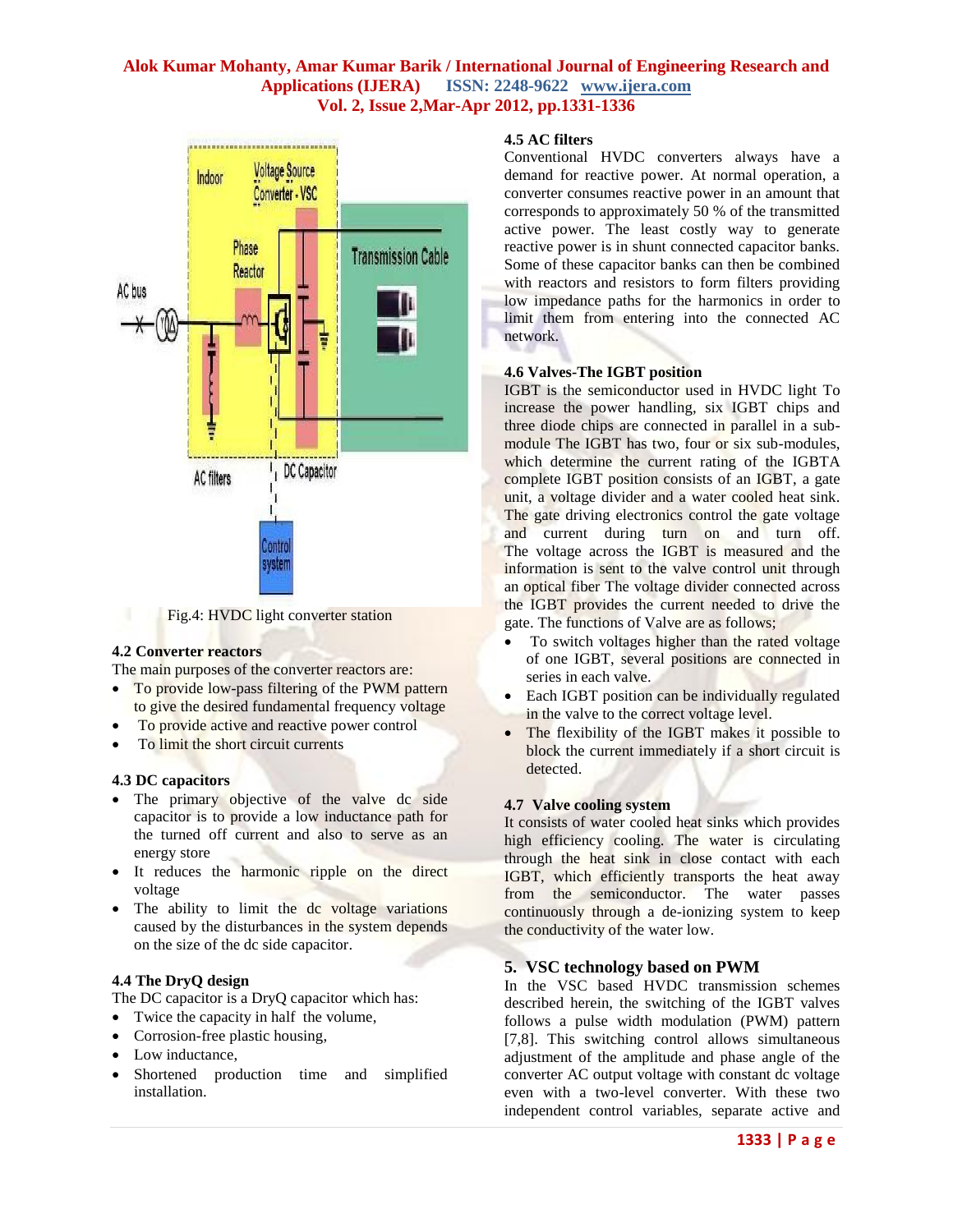Fig.4: HVDC light converter station

### 4.2 Converter reactors

The main purposes of the converter reactors are:

- To provide low-pass filtering of the PWM pattern to give the desired fundamental frequency voltage
- To provide active and reactive power control
- To limit the short circuit currents

### 4.3 DC capacitors

- The primary objective of the valve dc side capacitor is to provide a low inductance path for the turned off current and also to serve as an energy store
- It reduces the harmonic ripple on the direct voltage
- The ability to limit the dc voltage variations caused by the disturbances in the system depends on the size of the dc side capacitor.

### 4.4 The DryQ design

The DC capacitor is a DryQ capacitor which has:

- Twice the capacity in half the volume,
- Corrosion-free plastic housing,
- Low inductance,
- Shortened production time and simplified installation.

### 4.5 AC filters

Conventional HVDC converters always have a demand for reactive power. At normal operation, a converter consumes reactive power in an amount that corresponds to approximately 50 % of the transmitted active power. The least costly way to generate reactive power is in shunt connected capacitor banks. Some of these capacitor banks can then be combined with reactors and resistors to form filters providing low impedance paths for the harmonics in order to limit them from entering into the connected AC network.

### 4.6 Valves-The IGBT position

IGBT is the semiconductor used in HVDC light To increase the power handling, six IGBT chips and three diode chips are connected in parallel in a sub-module The IGBT has two, four or six sub-modules, which determine the current rating of the IGBTA complete IGBT position consists of an IGBT, a gate unit, a voltage divider and a water cooled heat sink. The gate driving electronics control the gate voltage and current during turn on and turn off. The voltage across the IGBT is measured and the information is sent to the valve control unit through an optical fiber The voltage divider connected across the IGBT provides the current needed to drive the gate. The functions of Valve are as follows;

- To switch voltages higher than the rated voltage of one IGBT, several positions are connected in series in each valve.
- Each IGBT position can be individually regulated in the valve to the correct voltage level.
- The flexibility of the IGBT makes it possible to block the current immediately if a short circuit is detected.

### 4.7 Valve cooling system

It consists of water cooled heat sinks which provides high efficiency cooling. The water is circulating through the heat sink in close contact with each IGBT, which efficiently transports the heat away from the semiconductor. The water passes continuously through a de-ionizing system to keep the conductivity of the water low.

## 5. VSC technology based on PWM

In the VSC based HVDC transmission schemes described herein, the switching of the IGBT valves follows a pulse width modulation (PWM) pattern [7,8]. This switching control allows simultaneous adjustment of the amplitude and phase angle of the converter AC output voltage with constant dc voltage even with a two-level converter. With these two independent control variables, separate active and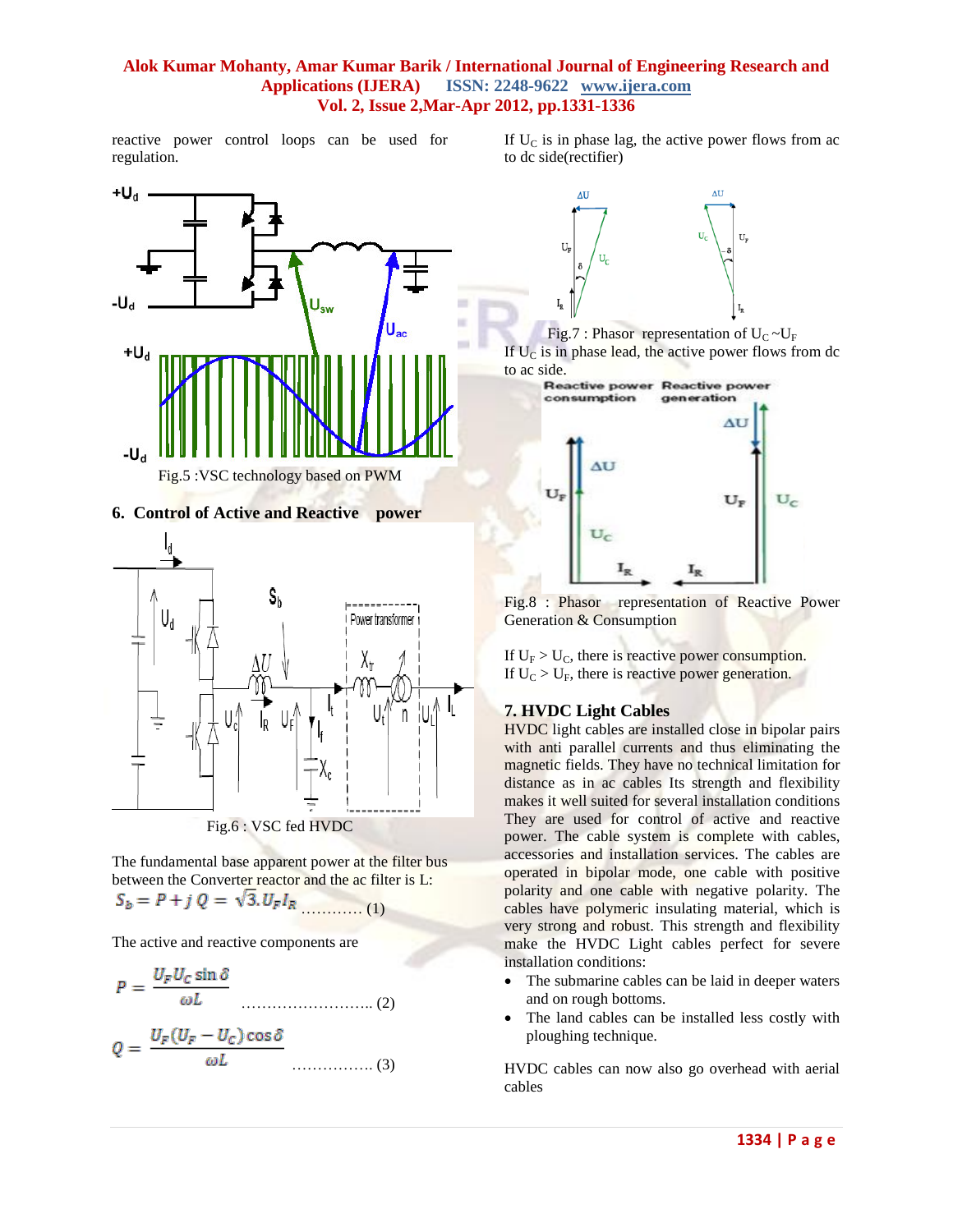reactive power control loops can be used for regulation.

Fig.5 :VSC technology based on PWM

## 6. Control of Active and Reactive power

Fig.6 : VSC fed HVDC

The fundamental base apparent power at the filter bus between the Converter reactor and the ac filter is L:

$$S_b = P + j\,Q = \sqrt{3}.U_F I_R \quad \ldots\ldots\ldots\ldots (1)$$

The active and reactive components are

$$P = \frac{U_F U_C \sin\delta}{\omega L} \quad \ldots\ldots\ldots\ldots\ldots\ldots\ldots\ldots (2)$$

$$Q = \frac{U_F (U_F - U_C)\cos\delta}{\omega L} \quad \ldots\ldots\ldots\ldots\ldots (3)$$

If $U_C$ is in phase lag, the active power flows from ac to dc side(rectifier)

Fig.7 : Phasor representation of $U_C \sim U_F$

If $U_C$ is in phase lead, the active power flows from dc to ac side.

Fig.8 : Phasor representation of Reactive Power Generation & Consumption

If $U_F > U_C$, there is reactive power consumption.
If $U_C > U_F$, there is reactive power generation.

## 7. HVDC Light Cables

HVDC light cables are installed close in bipolar pairs with anti parallel currents and thus eliminating the magnetic fields. They have no technical limitation for distance as in ac cables Its strength and flexibility makes it well suited for several installation conditions They are used for control of active and reactive power. The cable system is complete with cables, accessories and installation services. The cables are operated in bipolar mode, one cable with positive polarity and one cable with negative polarity. The cables have polymeric insulating material, which is very strong and robust. This strength and flexibility make the HVDC Light cables perfect for severe installation conditions:

- The submarine cables can be laid in deeper waters and on rough bottoms.
- The land cables can be installed less costly with ploughing technique.

HVDC cables can now also go overhead with aerial cables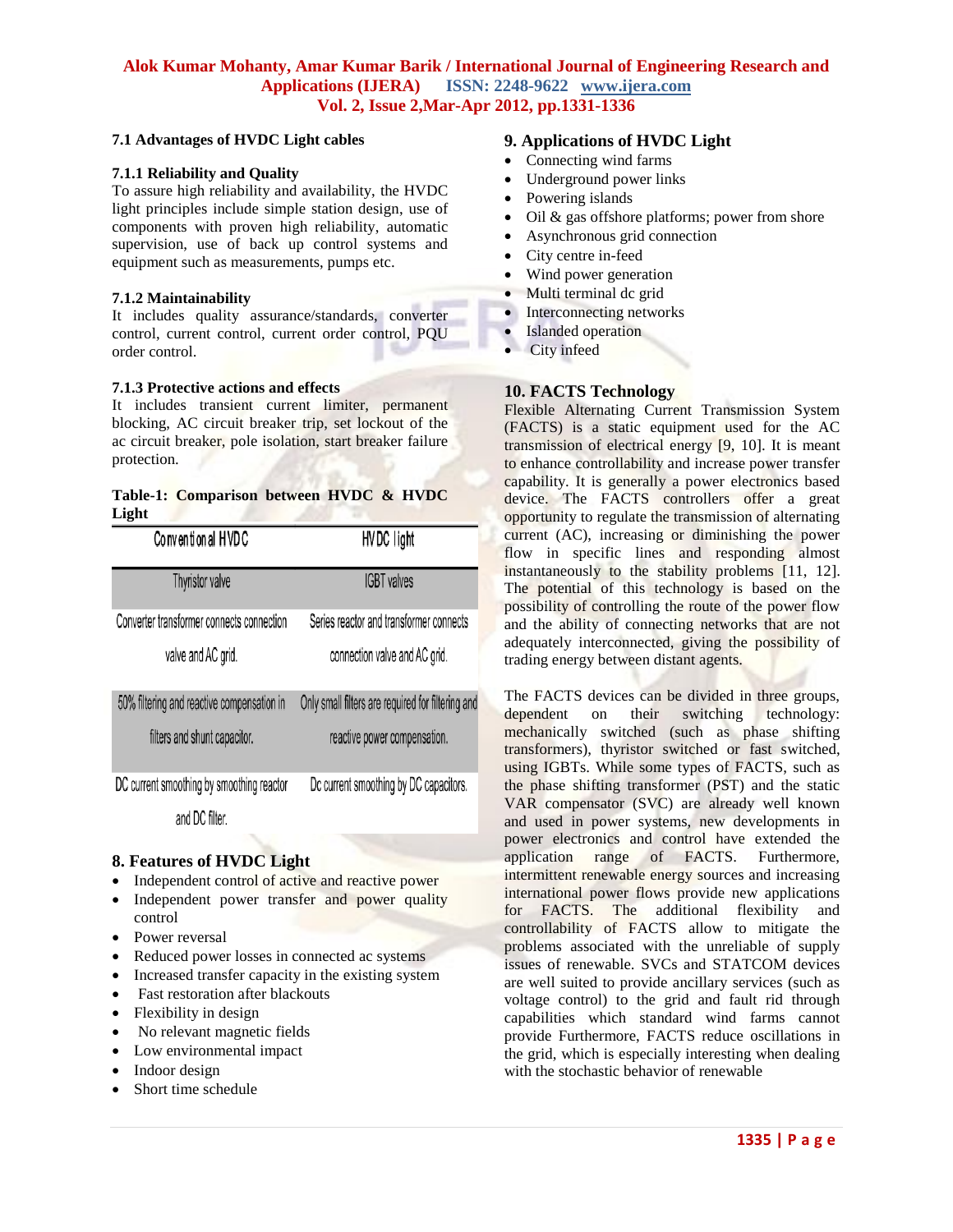### 7.1 Advantages of HVDC Light cables

#### 7.1.1 Reliability and Quality

To assure high reliability and availability, the HVDC light principles include simple station design, use of components with proven high reliability, automatic supervision, use of back up control systems and equipment such as measurements, pumps etc.

#### 7.1.2 Maintainability

It includes quality assurance/standards, converter control, current control, current order control, PQU order control.

#### 7.1.3 Protective actions and effects

It includes transient current limiter, permanent blocking, AC circuit breaker trip, set lockout of the ac circuit breaker, pole isolation, start breaker failure protection.

**Table-1: Comparison between HVDC & HVDC Light**

| Conventional HVDC | HVDC light |
|---|---|
| Thyristor valve | IGBT valves |
| Converter transformer connects connection valve and AC grid. | Series reactor and transformer connects connection valve and AC grid. |
| 50% filtering and reactive compensation in filters and shunt capacitor. | Only small filters are required for filtering and reactive power compensation. |
| DC current smoothing by smoothing reactor and DC filter. | Dc current smoothing by DC capacitors. |

## 8. Features of HVDC Light

- Independent control of active and reactive power
- Independent power transfer and power quality control
- Power reversal
- Reduced power losses in connected ac systems
- Increased transfer capacity in the existing system
- Fast restoration after blackouts
- Flexibility in design
- No relevant magnetic fields
- Low environmental impact
- Indoor design
- Short time schedule

## 9. Applications of HVDC Light

- Connecting wind farms
- Underground power links
- Powering islands
- Oil & gas offshore platforms; power from shore
- Asynchronous grid connection
- City centre in-feed
- Wind power generation
- Multi terminal dc grid
- Interconnecting networks
- Islanded operation
- City infeed

## 10. FACTS Technology

Flexible Alternating Current Transmission System (FACTS) is a static equipment used for the AC transmission of electrical energy [9, 10]. It is meant to enhance controllability and increase power transfer capability. It is generally a power electronics based device. The FACTS controllers offer a great opportunity to regulate the transmission of alternating current (AC), increasing or diminishing the power flow in specific lines and responding almost instantaneously to the stability problems [11, 12]. The potential of this technology is based on the possibility of controlling the route of the power flow and the ability of connecting networks that are not adequately interconnected, giving the possibility of trading energy between distant agents.

The FACTS devices can be divided in three groups, dependent on their switching technology: mechanically switched (such as phase shifting transformers), thyristor switched or fast switched, using IGBTs. While some types of FACTS, such as the phase shifting transformer (PST) and the static VAR compensator (SVC) are already well known and used in power systems, new developments in power electronics and control have extended the application range of FACTS. Furthermore, intermittent renewable energy sources and increasing international power flows provide new applications for FACTS. The additional flexibility and controllability of FACTS allow to mitigate the problems associated with the unreliable of supply issues of renewable. SVCs and STATCOM devices are well suited to provide ancillary services (such as voltage control) to the grid and fault rid through capabilities which standard wind farms cannot provide Furthermore, FACTS reduce oscillations in the grid, which is especially interesting when dealing with the stochastic behavior of renewable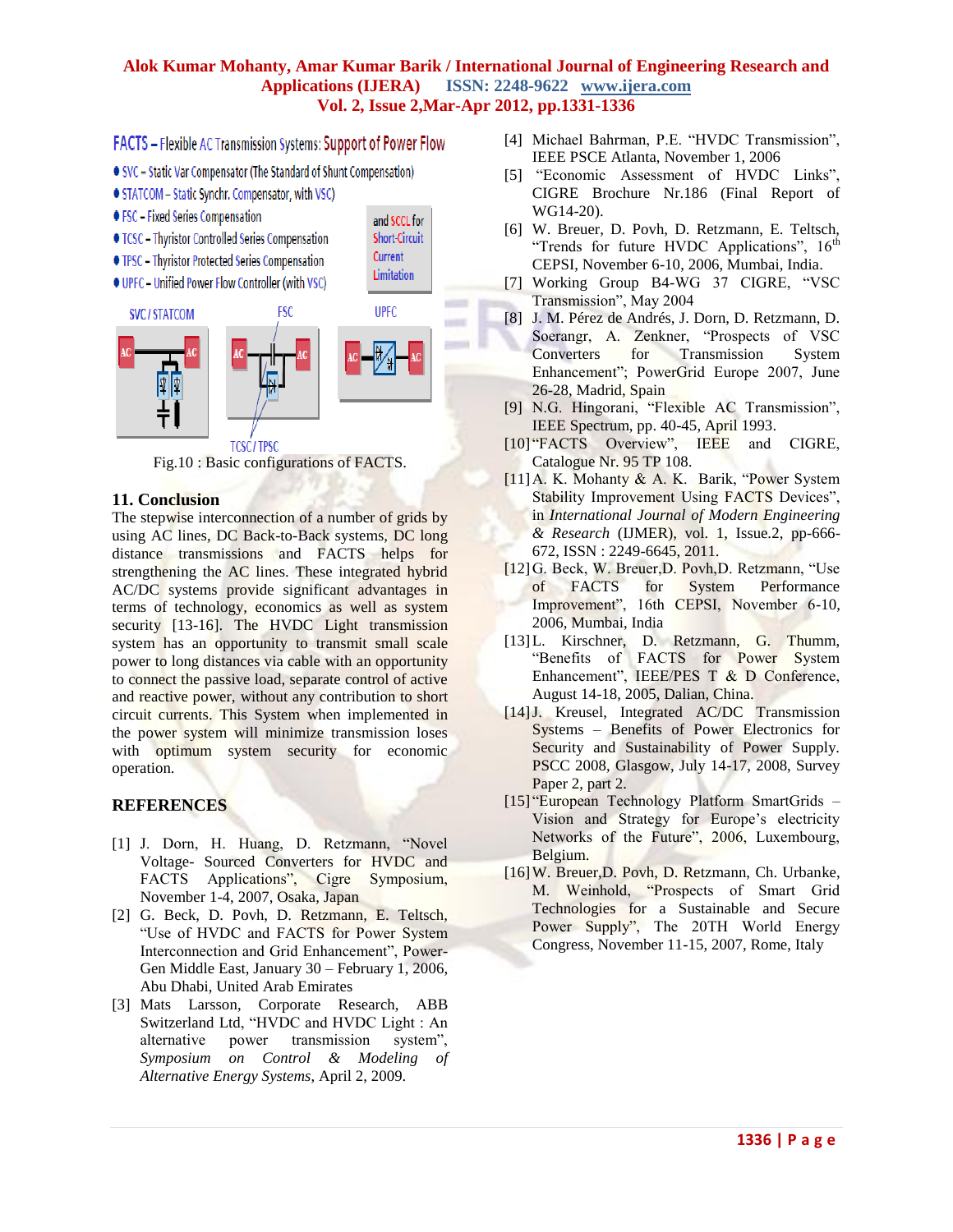FACTS – Flexible AC Transmission Systems: Support of Power Flow

- SVC – Static Var Compensator (The Standard of Shunt Compensation)
- STATCOM – Static Synchr. Compensator, with VSC)
- FSC – Fixed Series Compensation
- TCSC – Thyristor Controlled Series Compensation
- TPSC – Thyristor Protected Series Compensation
- UPFC – Unified Power Flow Controller (with VSC)

and SCCL for Short-Circuit Current Limitation

SVC / STATCOM

FSC

UPFC

AC

TCSC / TPSC

Fig.10 : Basic configurations of FACTS.

## 11. Conclusion

The stepwise interconnection of a number of grids by using AC lines, DC Back-to-Back systems, DC long distance transmissions and FACTS helps for strengthening the AC lines. These integrated hybrid AC/DC systems provide significant advantages in terms of technology, economics as well as system security [13-16]. The HVDC Light transmission system has an opportunity to transmit small scale power to long distances via cable with an opportunity to connect the passive load, separate control of active and reactive power, without any contribution to short circuit currents. This System when implemented in the power system will minimize transmission loses with optimum system security for economic operation.

## REFERENCES

[1] J. Dorn, H. Huang, D. Retzmann, "Novel Voltage- Sourced Converters for HVDC and FACTS Applications", Cigre Symposium, November 1-4, 2007, Osaka, Japan

[2] G. Beck, D. Povh, D. Retzmann, E. Teltsch, "Use of HVDC and FACTS for Power System Interconnection and Grid Enhancement", Power-Gen Middle East, January 30 – February 1, 2006, Abu Dhabi, United Arab Emirates

[3] Mats Larsson, Corporate Research, ABB Switzerland Ltd, "HVDC and HVDC Light : An alternative power transmission system", *Symposium on Control & Modeling of Alternative Energy Systems*, April 2, 2009.

[4] Michael Bahrman, P.E. "HVDC Transmission", IEEE PSCE Atlanta, November 1, 2006

[5] "Economic Assessment of HVDC Links", CIGRE Brochure Nr.186 (Final Report of WG14-20).

[6] W. Breuer, D. Povh, D. Retzmann, E. Teltsch, "Trends for future HVDC Applications", 16th CEPSI, November 6-10, 2006, Mumbai, India.

[7] Working Group B4-WG 37 CIGRE, "VSC Transmission", May 2004

[8] J. M. Pérez de Andrés, J. Dorn, D. Retzmann, D. Soerangr, A. Zenkner, "Prospects of VSC Converters for Transmission System Enhancement"; PowerGrid Europe 2007, June 26-28, Madrid, Spain

[9] N.G. Hingorani, "Flexible AC Transmission", IEEE Spectrum, pp. 40-45, April 1993.

[10] "FACTS Overview", IEEE and CIGRE, Catalogue Nr. 95 TP 108.

[11] A. K. Mohanty & A. K. Barik, "Power System Stability Improvement Using FACTS Devices", in *International Journal of Modern Engineering & Research* (IJMER), vol. 1, Issue.2, pp-666-672, ISSN : 2249-6645, 2011.

[12] G. Beck, W. Breuer, D. Povh, D. Retzmann, "Use of FACTS for System Performance Improvement", 16th CEPSI, November 6-10, 2006, Mumbai, India

[13] L. Kirschner, D. Retzmann, G. Thumm, "Benefits of FACTS for Power System Enhancement", IEEE/PES T & D Conference, August 14-18, 2005, Dalian, China.

[14] J. Kreusel, Integrated AC/DC Transmission Systems – Benefits of Power Electronics for Security and Sustainability of Power Supply. PSCC 2008, Glasgow, July 14-17, 2008, Survey Paper 2, part 2.

[15] "European Technology Platform SmartGrids – Vision and Strategy for Europe's electricity Networks of the Future", 2006, Luxembourg, Belgium.

[16] W. Breuer, D. Povh, D. Retzmann, Ch. Urbanke, M. Weinhold, "Prospects of Smart Grid Technologies for a Sustainable and Secure Power Supply", The 20TH World Energy Congress, November 11-15, 2007, Rome, Italy